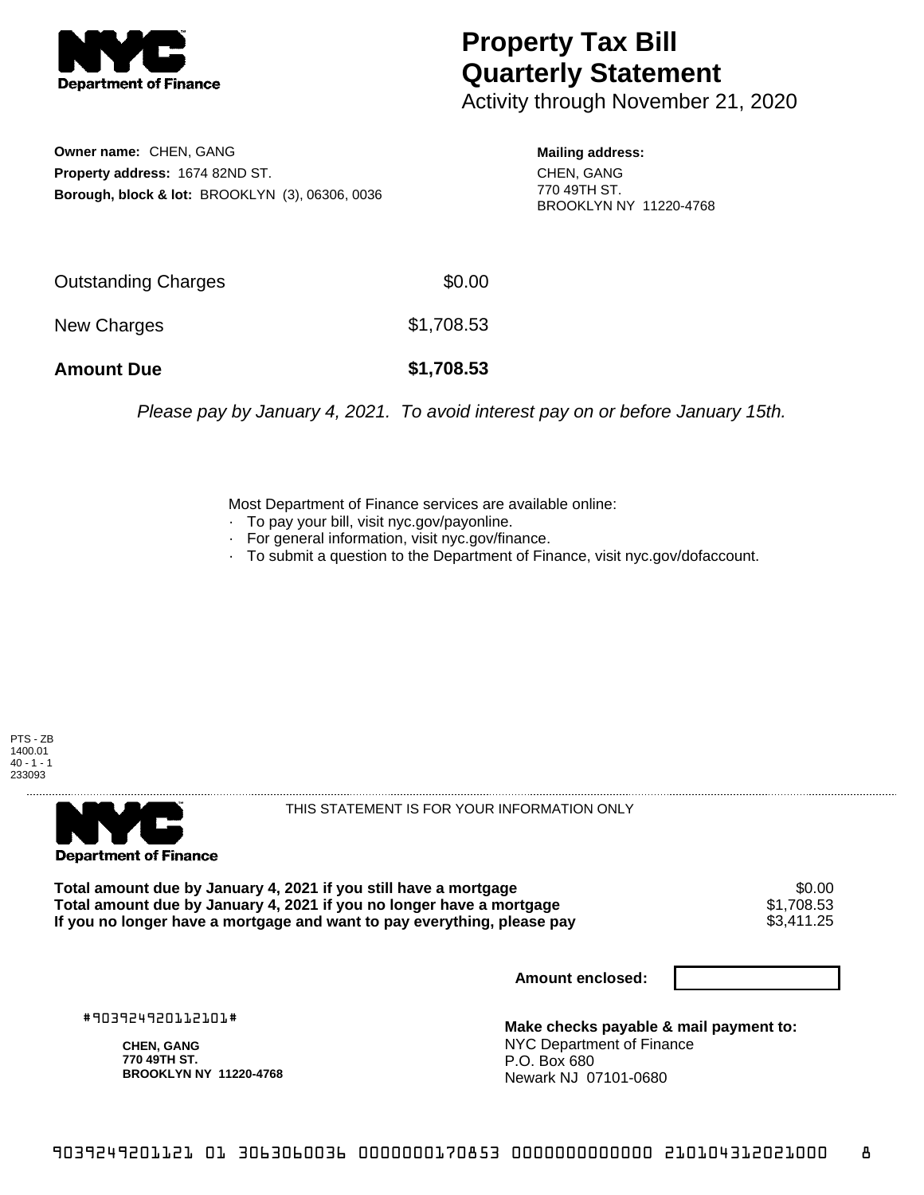# Property Tax Bill Quarterly Statement

Activity through November 21, 2020

**Owner name:** CHEN, GANG
**Property address:** 1674 82ND ST.
**Borough, block & lot:** BROOKLYN (3), 06306, 0036

**Mailing address:**
CHEN, GANG
770 49TH ST.
BROOKLYN NY 11220-4768

| | |
|---|---|
| Outstanding Charges | $0.00 |
| New Charges | $1,708.53 |
| **Amount Due** | **$1,708.53** |

*Please pay by January 4, 2021. To avoid interest pay on or before January 15th.*

Most Department of Finance services are available online:

- To pay your bill, visit nyc.gov/payonline.
- For general information, visit nyc.gov/finance.
- To submit a question to the Department of Finance, visit nyc.gov/dofaccount.

PTS - ZB
1400.01
40 - 1 - 1
233093

THIS STATEMENT IS FOR YOUR INFORMATION ONLY

| | |
|---|---|
| **Total amount due by January 4, 2021 if you still have a mortgage** | $0.00 |
| **Total amount due by January 4, 2021 if you no longer have a mortgage** | $1,708.53 |
| **If you no longer have a mortgage and want to pay everything, please pay** | $3,411.25 |

**Amount enclosed:**

#903924920112101#

**CHEN, GANG**
**770 49TH ST.**
**BROOKLYN NY 11220-4768**

**Make checks payable & mail payment to:**
NYC Department of Finance
P.O. Box 680
Newark NJ 07101-0680

9039249201121 01 3063060036 0000000170853 0000000000000 210104312021000 8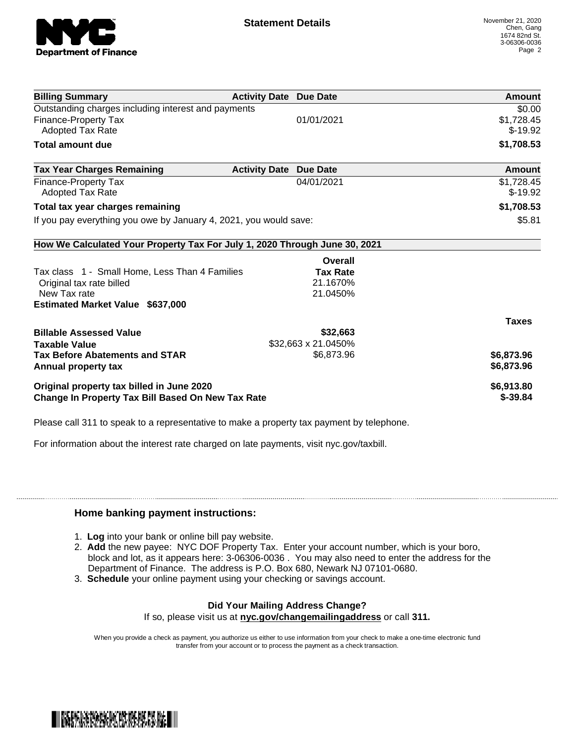## Statement Details

November 21, 2020
Chen, Gang
1674 82nd St.
3-06306-0036

| Billing Summary | Activity Date | Due Date | Amount |
| --- | --- | --- | --- |
| Outstanding charges including interest and payments | | | $0.00 |
| Finance-Property Tax | | 01/01/2021 | $1,728.45 |
| Adopted Tax Rate | | | $-19.92 |
| **Total amount due** | | | **$1,708.53** |

| Tax Year Charges Remaining | Activity Date | Due Date | Amount |
| --- | --- | --- | --- |
| Finance-Property Tax | | 04/01/2021 | $1,728.45 |
| Adopted Tax Rate | | | $-19.92 |
| **Total tax year charges remaining** | | | **$1,708.53** |
| If you pay everything you owe by January 4, 2021, you would save: | | | $5.81 |

### How We Calculated Your Property Tax For July 1, 2020 Through June 30, 2021

| | Overall Tax Rate | Taxes |
| --- | --- | --- |
| Tax class 1 - Small Home, Less Than 4 Families | | |
| Original tax rate billed | 21.1670% | |
| New Tax rate | 21.0450% | |
| **Estimated Market Value $637,000** | | |
| **Billable Assessed Value** | **$32,663** | |
| **Taxable Value** | $32,663 x 21.0450% | |
| **Tax Before Abatements and STAR** | $6,873.96 | **$6,873.96** |
| **Annual property tax** | | **$6,873.96** |
| **Original property tax billed in June 2020** | | **$6,913.80** |
| **Change In Property Tax Bill Based On New Tax Rate** | | **$-39.84** |

Please call 311 to speak to a representative to make a property tax payment by telephone.

For information about the interest rate charged on late payments, visit nyc.gov/taxbill.

### Home banking payment instructions:

1. **Log** into your bank or online bill pay website.
2. **Add** the new payee: NYC DOF Property Tax. Enter your account number, which is your boro, block and lot, as it appears here: 3-06306-0036 . You may also need to enter the address for the Department of Finance. The address is P.O. Box 680, Newark NJ 07101-0680.
3. **Schedule** your online payment using your checking or savings account.

**Did Your Mailing Address Change?**
If so, please visit us at **nyc.gov/changemailingaddress** or call **311.**

When you provide a check as payment, you authorize us either to use information from your check to make a one-time electronic fund transfer from your account or to process the payment as a check transaction.